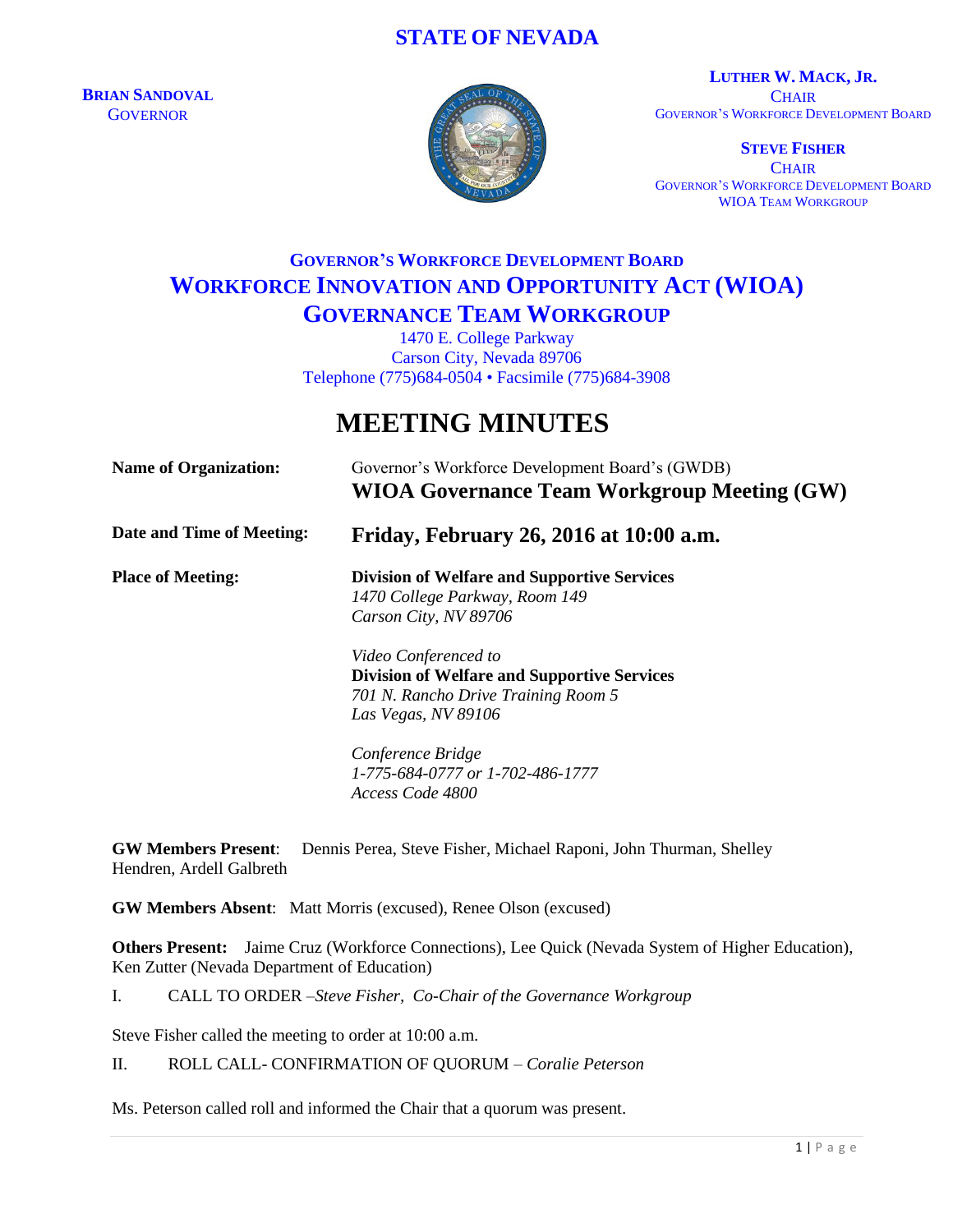# STATE OF NEVADA

**BRIAN SANDOVAL**
GOVERNOR

**LUTHER W. MACK, JR.**
CHAIR
GOVERNOR'S WORKFORCE DEVELOPMENT BOARD

**STEVE FISHER**
CHAIR
GOVERNOR'S WORKFORCE DEVELOPMENT BOARD
WIOA TEAM WORKGROUP

## GOVERNOR'S WORKFORCE DEVELOPMENT BOARD
## WORKFORCE INNOVATION AND OPPORTUNITY ACT (WIOA)
## GOVERNANCE TEAM WORKGROUP

1470 E. College Parkway
Carson City, Nevada 89706
Telephone (775)684-0504 • Facsimile (775)684-3908

# MEETING MINUTES

**Name of Organization:** Governor's Workforce Development Board's (GWDB)
**WIOA Governance Team Workgroup Meeting (GW)**

**Date and Time of Meeting:** **Friday, February 26, 2016 at 10:00 a.m.**

**Place of Meeting:** **Division of Welfare and Supportive Services**
*1470 College Parkway, Room 149*
*Carson City, NV 89706*

*Video Conferenced to*
**Division of Welfare and Supportive Services**
*701 N. Rancho Drive Training Room 5*
*Las Vegas, NV 89106*

*Conference Bridge*
*1-775-684-0777 or 1-702-486-1777*
*Access Code 4800*

**GW Members Present**: Dennis Perea, Steve Fisher, Michael Raponi, John Thurman, Shelley Hendren, Ardell Galbreth

**GW Members Absent**: Matt Morris (excused), Renee Olson (excused)

**Others Present:** Jaime Cruz (Workforce Connections), Lee Quick (Nevada System of Higher Education), Ken Zutter (Nevada Department of Education)

I. CALL TO ORDER –*Steve Fisher, Co-Chair of the Governance Workgroup*

Steve Fisher called the meeting to order at 10:00 a.m.

II. ROLL CALL- CONFIRMATION OF QUORUM – *Coralie Peterson*

Ms. Peterson called roll and informed the Chair that a quorum was present.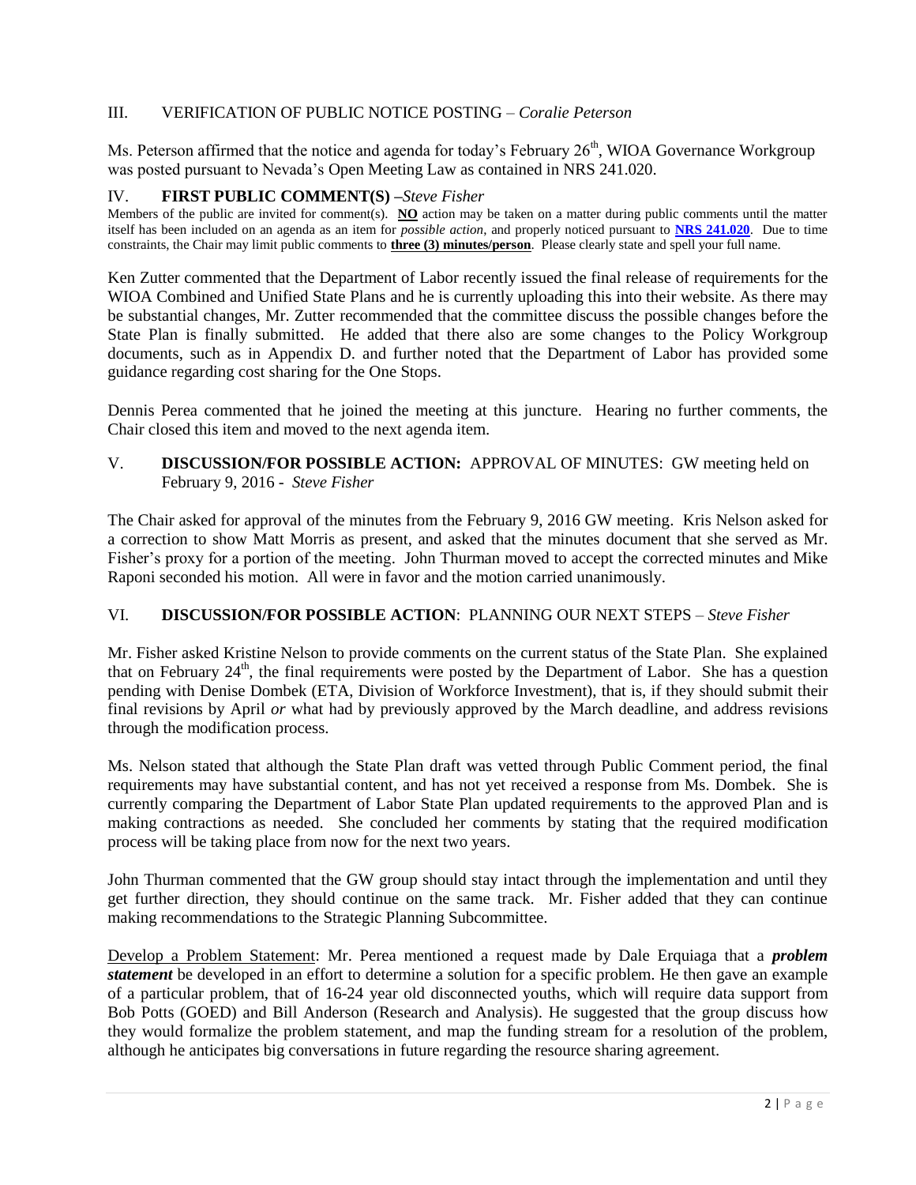## III. VERIFICATION OF PUBLIC NOTICE POSTING – *Coralie Peterson*

Ms. Peterson affirmed that the notice and agenda for today's February 26th, WIOA Governance Workgroup was posted pursuant to Nevada's Open Meeting Law as contained in NRS 241.020.

## IV. FIRST PUBLIC COMMENT(S) –*Steve Fisher*

Members of the public are invited for comment(s). **NO** action may be taken on a matter during public comments until the matter itself has been included on an agenda as an item for *possible action*, and properly noticed pursuant to **NRS 241.020**. Due to time constraints, the Chair may limit public comments to **three (3) minutes/person**. Please clearly state and spell your full name.

Ken Zutter commented that the Department of Labor recently issued the final release of requirements for the WIOA Combined and Unified State Plans and he is currently uploading this into their website. As there may be substantial changes, Mr. Zutter recommended that the committee discuss the possible changes before the State Plan is finally submitted. He added that there also are some changes to the Policy Workgroup documents, such as in Appendix D. and further noted that the Department of Labor has provided some guidance regarding cost sharing for the One Stops.

Dennis Perea commented that he joined the meeting at this juncture. Hearing no further comments, the Chair closed this item and moved to the next agenda item.

## V. DISCUSSION/FOR POSSIBLE ACTION: APPROVAL OF MINUTES: GW meeting held on February 9, 2016 - *Steve Fisher*

The Chair asked for approval of the minutes from the February 9, 2016 GW meeting. Kris Nelson asked for a correction to show Matt Morris as present, and asked that the minutes document that she served as Mr. Fisher's proxy for a portion of the meeting. John Thurman moved to accept the corrected minutes and Mike Raponi seconded his motion. All were in favor and the motion carried unanimously.

## VI. DISCUSSION/FOR POSSIBLE ACTION: PLANNING OUR NEXT STEPS – *Steve Fisher*

Mr. Fisher asked Kristine Nelson to provide comments on the current status of the State Plan. She explained that on February 24th, the final requirements were posted by the Department of Labor. She has a question pending with Denise Dombek (ETA, Division of Workforce Investment), that is, if they should submit their final revisions by April *or* what had by previously approved by the March deadline, and address revisions through the modification process.

Ms. Nelson stated that although the State Plan draft was vetted through Public Comment period, the final requirements may have substantial content, and has not yet received a response from Ms. Dombek. She is currently comparing the Department of Labor State Plan updated requirements to the approved Plan and is making contractions as needed. She concluded her comments by stating that the required modification process will be taking place from now for the next two years.

John Thurman commented that the GW group should stay intact through the implementation and until they get further direction, they should continue on the same track. Mr. Fisher added that they can continue making recommendations to the Strategic Planning Subcommittee.

Develop a Problem Statement: Mr. Perea mentioned a request made by Dale Erquiaga that a ***problem statement*** be developed in an effort to determine a solution for a specific problem. He then gave an example of a particular problem, that of 16-24 year old disconnected youths, which will require data support from Bob Potts (GOED) and Bill Anderson (Research and Analysis). He suggested that the group discuss how they would formalize the problem statement, and map the funding stream for a resolution of the problem, although he anticipates big conversations in future regarding the resource sharing agreement.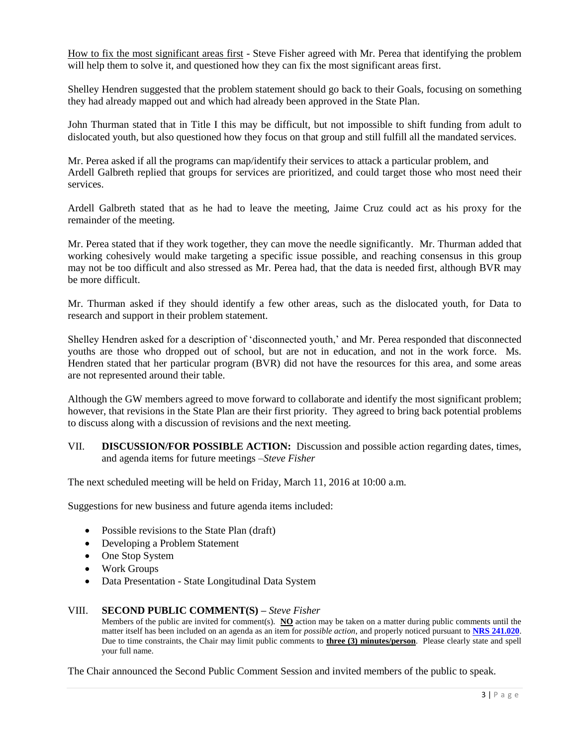How to fix the most significant areas first - Steve Fisher agreed with Mr. Perea that identifying the problem will help them to solve it, and questioned how they can fix the most significant areas first.

Shelley Hendren suggested that the problem statement should go back to their Goals, focusing on something they had already mapped out and which had already been approved in the State Plan.

John Thurman stated that in Title I this may be difficult, but not impossible to shift funding from adult to dislocated youth, but also questioned how they focus on that group and still fulfill all the mandated services.

Mr. Perea asked if all the programs can map/identify their services to attack a particular problem, and Ardell Galbreth replied that groups for services are prioritized, and could target those who most need their services.

Ardell Galbreth stated that as he had to leave the meeting, Jaime Cruz could act as his proxy for the remainder of the meeting.

Mr. Perea stated that if they work together, they can move the needle significantly. Mr. Thurman added that working cohesively would make targeting a specific issue possible, and reaching consensus in this group may not be too difficult and also stressed as Mr. Perea had, that the data is needed first, although BVR may be more difficult.

Mr. Thurman asked if they should identify a few other areas, such as the dislocated youth, for Data to research and support in their problem statement.

Shelley Hendren asked for a description of 'disconnected youth,' and Mr. Perea responded that disconnected youths are those who dropped out of school, but are not in education, and not in the work force. Ms. Hendren stated that her particular program (BVR) did not have the resources for this area, and some areas are not represented around their table.

Although the GW members agreed to move forward to collaborate and identify the most significant problem; however, that revisions in the State Plan are their first priority. They agreed to bring back potential problems to discuss along with a discussion of revisions and the next meeting.

VII. **DISCUSSION/FOR POSSIBLE ACTION:** Discussion and possible action regarding dates, times, and agenda items for future meetings –*Steve Fisher*

The next scheduled meeting will be held on Friday, March 11, 2016 at 10:00 a.m.

Suggestions for new business and future agenda items included:

- Possible revisions to the State Plan (draft)
- Developing a Problem Statement
- One Stop System
- Work Groups
- Data Presentation - State Longitudinal Data System

VIII. **SECOND PUBLIC COMMENT(S) –** *Steve Fisher*

Members of the public are invited for comment(s). **NO** action may be taken on a matter during public comments until the matter itself has been included on an agenda as an item for *possible action*, and properly noticed pursuant to **NRS 241.020**. Due to time constraints, the Chair may limit public comments to **three (3) minutes/person**. Please clearly state and spell your full name.

The Chair announced the Second Public Comment Session and invited members of the public to speak.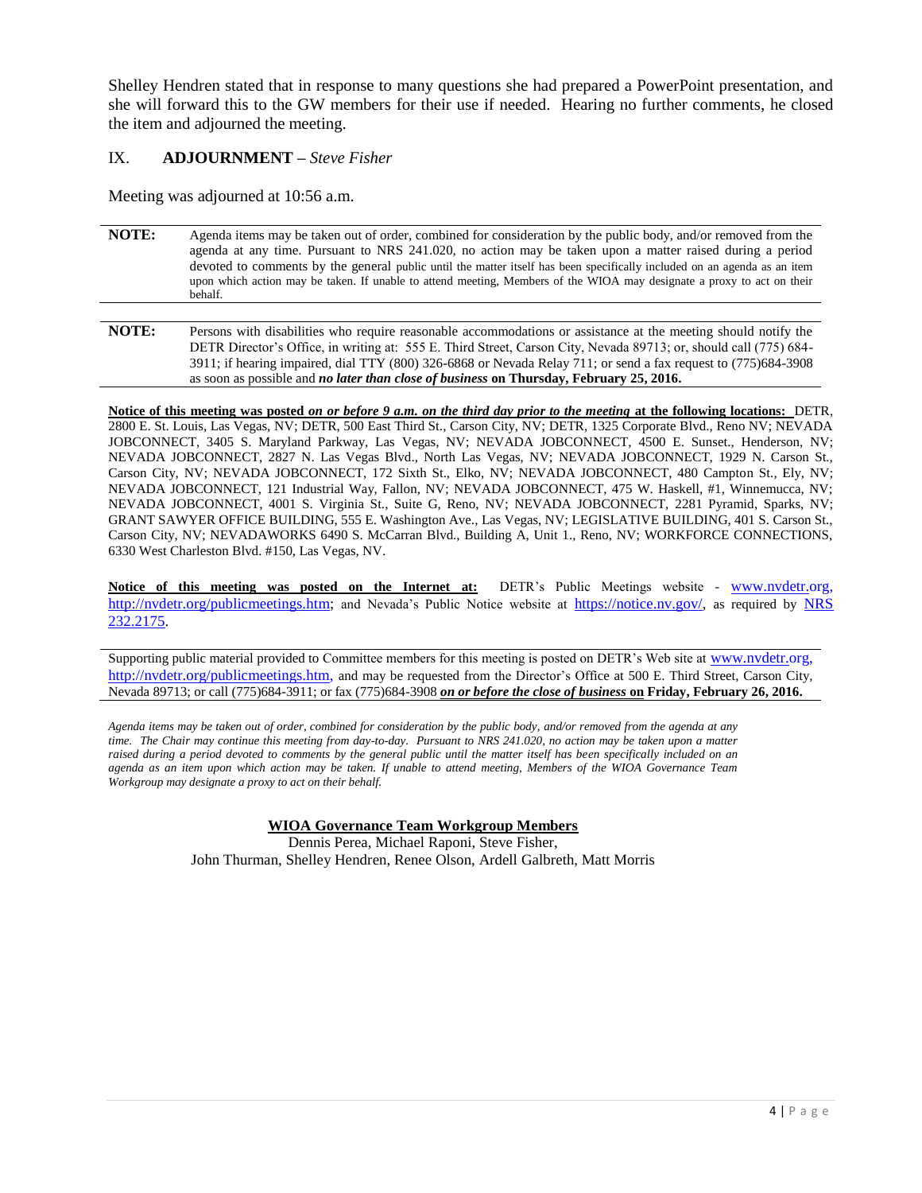Shelley Hendren stated that in response to many questions she had prepared a PowerPoint presentation, and she will forward this to the GW members for their use if needed. Hearing no further comments, he closed the item and adjourned the meeting.

## IX. **ADJOURNMENT** – *Steve Fisher*

Meeting was adjourned at 10:56 a.m.

---

**NOTE:** Agenda items may be taken out of order, combined for consideration by the public body, and/or removed from the agenda at any time. Pursuant to NRS 241.020, no action may be taken upon a matter raised during a period devoted to comments by the general public until the matter itself has been specifically included on an agenda as an item upon which action may be taken. If unable to attend meeting, Members of the WIOA may designate a proxy to act on their behalf.

---

**NOTE:** Persons with disabilities who require reasonable accommodations or assistance at the meeting should notify the DETR Director's Office, in writing at: 555 E. Third Street, Carson City, Nevada 89713; or, should call (775) 684-3911; if hearing impaired, dial TTY (800) 326-6868 or Nevada Relay 711; or send a fax request to (775)684-3908 as soon as possible and ***no later than close of business*** **on Thursday, February 25, 2016.**

---

**Notice of this meeting was posted *on or before 9 a.m. on the third day prior to the meeting* at the following locations:** DETR, 2800 E. St. Louis, Las Vegas, NV; DETR, 500 East Third St., Carson City, NV; DETR, 1325 Corporate Blvd., Reno NV; NEVADA JOBCONNECT, 3405 S. Maryland Parkway, Las Vegas, NV; NEVADA JOBCONNECT, 4500 E. Sunset., Henderson, NV; NEVADA JOBCONNECT, 2827 N. Las Vegas Blvd., North Las Vegas, NV; NEVADA JOBCONNECT, 1929 N. Carson St., Carson City, NV; NEVADA JOBCONNECT, 172 Sixth St., Elko, NV; NEVADA JOBCONNECT, 480 Campton St., Ely, NV; NEVADA JOBCONNECT, 121 Industrial Way, Fallon, NV; NEVADA JOBCONNECT, 475 W. Haskell, #1, Winnemucca, NV; NEVADA JOBCONNECT, 4001 S. Virginia St., Suite G, Reno, NV; NEVADA JOBCONNECT, 2281 Pyramid, Sparks, NV; GRANT SAWYER OFFICE BUILDING, 555 E. Washington Ave., Las Vegas, NV; LEGISLATIVE BUILDING, 401 S. Carson St., Carson City, NV; NEVADAWORKS 6490 S. McCarran Blvd., Building A, Unit 1., Reno, NV; WORKFORCE CONNECTIONS, 6330 West Charleston Blvd. #150, Las Vegas, NV.

**Notice of this meeting was posted on the Internet at:** DETR's Public Meetings website - www.nvdetr.org, http://nvdetr.org/publicmeetings.htm; and Nevada's Public Notice website at https://notice.nv.gov/, as required by NRS 232.2175.

---

Supporting public material provided to Committee members for this meeting is posted on DETR's Web site at www.nvdetr.org, http://nvdetr.org/publicmeetings.htm, and may be requested from the Director's Office at 500 E. Third Street, Carson City, Nevada 89713; or call (775)684-3911; or fax (775)684-3908 ***on or before the close of business*** **on Friday, February 26, 2016.**

---

*Agenda items may be taken out of order, combined for consideration by the public body, and/or removed from the agenda at any time. The Chair may continue this meeting from day-to-day. Pursuant to NRS 241.020, no action may be taken upon a matter raised during a period devoted to comments by the general public until the matter itself has been specifically included on an agenda as an item upon which action may be taken. If unable to attend meeting, Members of the WIOA Governance Team Workgroup may designate a proxy to act on their behalf.*

**WIOA Governance Team Workgroup Members**

Dennis Perea, Michael Raponi, Steve Fisher,
John Thurman, Shelley Hendren, Renee Olson, Ardell Galbreth, Matt Morris